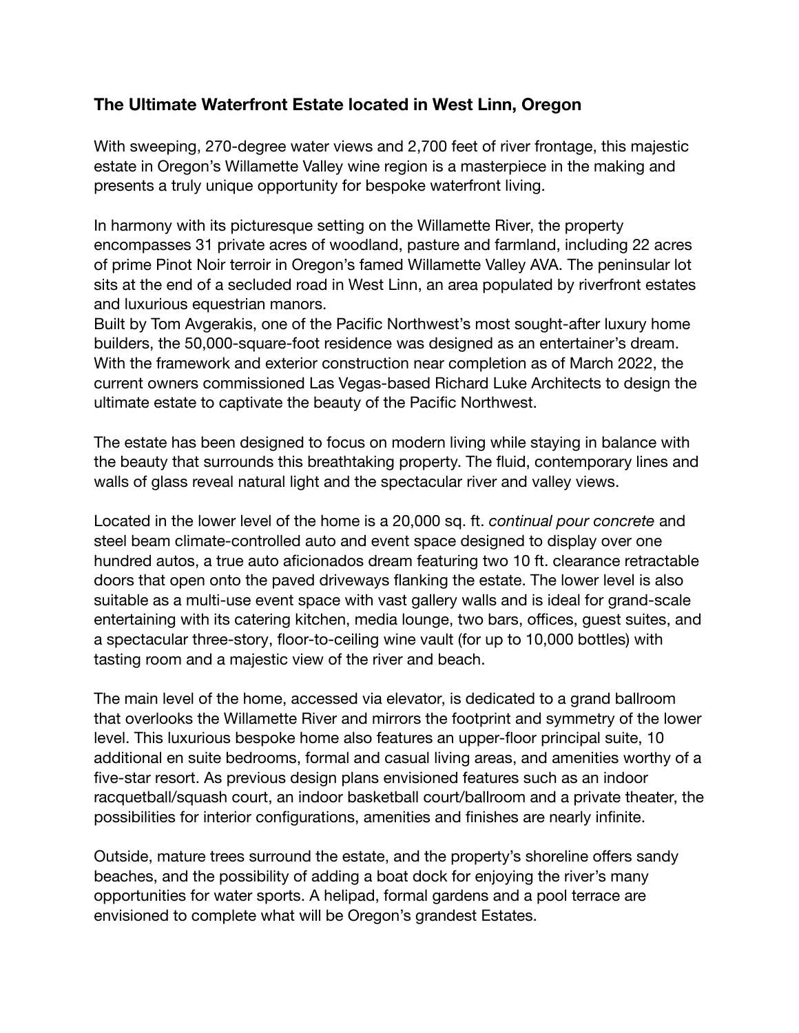## The Ultimate Waterfront Estate located in West Linn, Oregon

With sweeping, 270-degree water views and 2,700 feet of river frontage, this majestic estate in Oregon's Willamette Valley wine region is a masterpiece in the making and presents a truly unique opportunity for bespoke waterfront living.

In harmony with its picturesque setting on the Willamette River, the property encompasses 31 private acres of woodland, pasture and farmland, including 22 acres of prime Pinot Noir terroir in Oregon's famed Willamette Valley AVA. The peninsular lot sits at the end of a secluded road in West Linn, an area populated by riverfront estates and luxurious equestrian manors.

Built by Tom Avgerakis, one of the Pacific Northwest's most sought-after luxury home builders, the 50,000-square-foot residence was designed as an entertainer's dream. With the framework and exterior construction near completion as of March 2022, the current owners commissioned Las Vegas-based Richard Luke Architects to design the ultimate estate to captivate the beauty of the Pacific Northwest.

The estate has been designed to focus on modern living while staying in balance with the beauty that surrounds this breathtaking property. The fluid, contemporary lines and walls of glass reveal natural light and the spectacular river and valley views.

Located in the lower level of the home is a 20,000 sq. ft. *continual pour concrete* and steel beam climate-controlled auto and event space designed to display over one hundred autos, a true auto aficionados dream featuring two 10 ft. clearance retractable doors that open onto the paved driveways flanking the estate. The lower level is also suitable as a multi-use event space with vast gallery walls and is ideal for grand-scale entertaining with its catering kitchen, media lounge, two bars, offices, guest suites, and a spectacular three-story, floor-to-ceiling wine vault (for up to 10,000 bottles) with tasting room and a majestic view of the river and beach.

The main level of the home, accessed via elevator, is dedicated to a grand ballroom that overlooks the Willamette River and mirrors the footprint and symmetry of the lower level. This luxurious bespoke home also features an upper-floor principal suite, 10 additional en suite bedrooms, formal and casual living areas, and amenities worthy of a five-star resort. As previous design plans envisioned features such as an indoor racquetball/squash court, an indoor basketball court/ballroom and a private theater, the possibilities for interior configurations, amenities and finishes are nearly infinite.

Outside, mature trees surround the estate, and the property's shoreline offers sandy beaches, and the possibility of adding a boat dock for enjoying the river's many opportunities for water sports. A helipad, formal gardens and a pool terrace are envisioned to complete what will be Oregon's grandest Estates.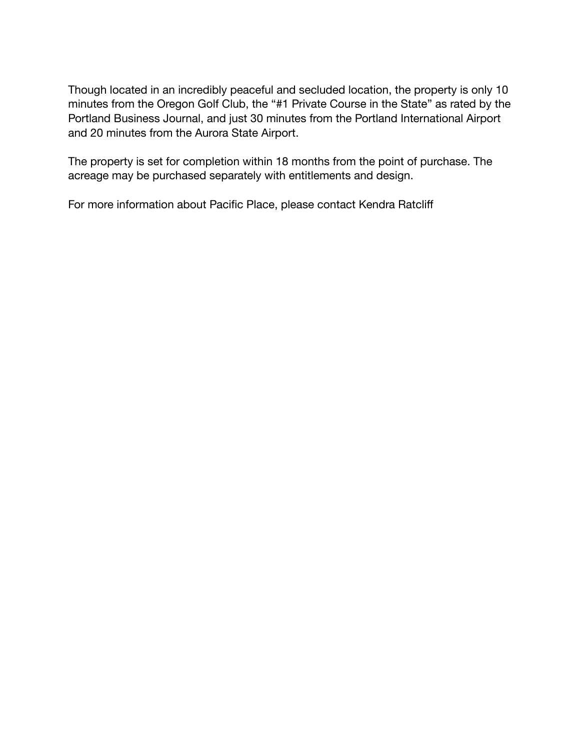Though located in an incredibly peaceful and secluded location, the property is only 10 minutes from the Oregon Golf Club, the "#1 Private Course in the State" as rated by the Portland Business Journal, and just 30 minutes from the Portland International Airport and 20 minutes from the Aurora State Airport.

The property is set for completion within 18 months from the point of purchase. The acreage may be purchased separately with entitlements and design.

For more information about Pacific Place, please contact Kendra Ratcliff